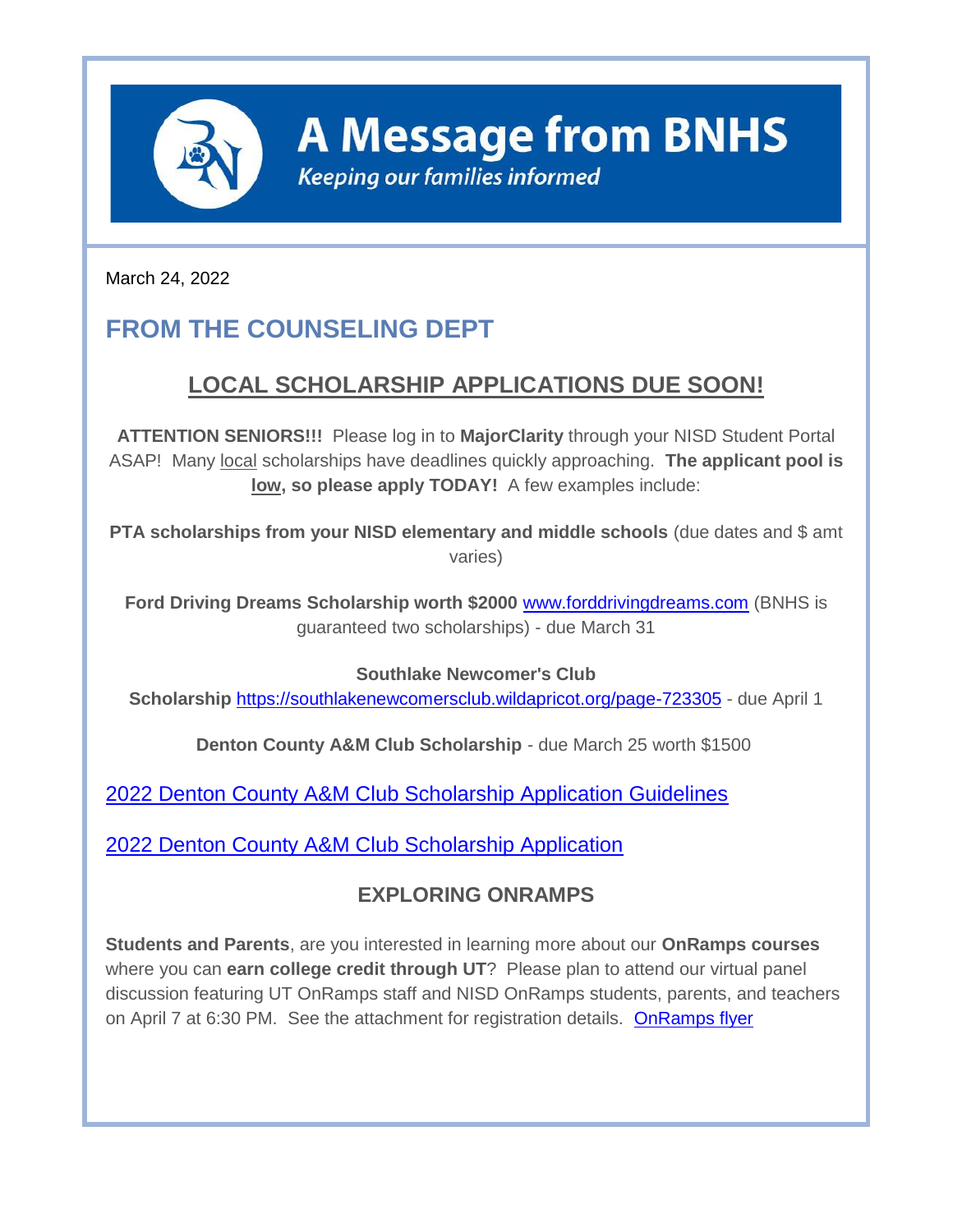# A Message from BNHS

*Keeping our families informed*

March 24, 2022

## FROM THE COUNSELING DEPT

### LOCAL SCHOLARSHIP APPLICATIONS DUE SOON!

**ATTENTION SENIORS!!!** Please log in to **MajorClarity** through your NISD Student Portal ASAP! Many local scholarships have deadlines quickly approaching. **The applicant pool is low, so please apply TODAY!** A few examples include:

**PTA scholarships from your NISD elementary and middle schools** (due dates and $ amt varies)

**Ford Driving Dreams Scholarship worth $2000** [www.forddrivingdreams.com](www.forddrivingdreams.com) (BNHS is guaranteed two scholarships) - due March 31

**Southlake Newcomer's Club Scholarship** [https://southlakenewcomersclub.wildapricot.org/page-723305](https://southlakenewcomersclub.wildapricot.org/page-723305) - due April 1

**Denton County A&M Club Scholarship** - due March 25 worth $1500

2022 Denton County A&M Club Scholarship Application Guidelines

2022 Denton County A&M Club Scholarship Application

### EXPLORING ONRAMPS

**Students and Parents**, are you interested in learning more about our **OnRamps courses** where you can **earn college credit through UT**? Please plan to attend our virtual panel discussion featuring UT OnRamps staff and NISD OnRamps students, parents, and teachers on April 7 at 6:30 PM. See the attachment for registration details. OnRamps flyer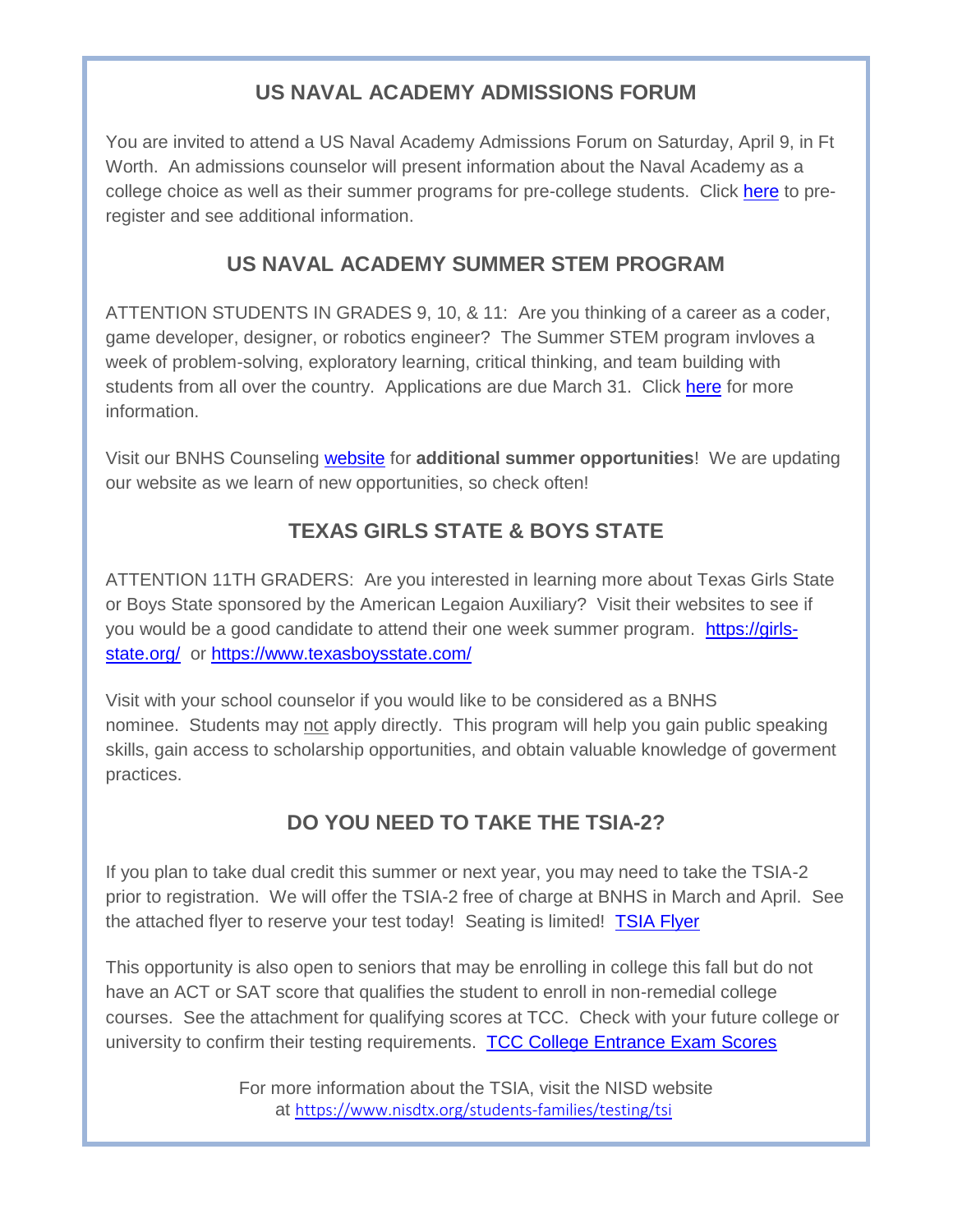## US NAVAL ACADEMY ADMISSIONS FORUM

You are invited to attend a US Naval Academy Admissions Forum on Saturday, April 9, in Ft Worth. An admissions counselor will present information about the Naval Academy as a college choice as well as their summer programs for pre-college students. Click here to pre-register and see additional information.

## US NAVAL ACADEMY SUMMER STEM PROGRAM

ATTENTION STUDENTS IN GRADES 9, 10, & 11: Are you thinking of a career as a coder, game developer, designer, or robotics engineer? The Summer STEM program invloves a week of problem-solving, exploratory learning, critical thinking, and team building with students from all over the country. Applications are due March 31. Click here for more information.

Visit our BNHS Counseling website for **additional summer opportunities**! We are updating our website as we learn of new opportunities, so check often!

## TEXAS GIRLS STATE & BOYS STATE

ATTENTION 11TH GRADERS: Are you interested in learning more about Texas Girls State or Boys State sponsored by the American Legaion Auxiliary? Visit their websites to see if you would be a good candidate to attend their one week summer program. https://girls-state.org/ or https://www.texasboysstate.com/

Visit with your school counselor if you would like to be considered as a BNHS nominee. Students may not apply directly. This program will help you gain public speaking skills, gain access to scholarship opportunities, and obtain valuable knowledge of goverment practices.

## DO YOU NEED TO TAKE THE TSIA-2?

If you plan to take dual credit this summer or next year, you may need to take the TSIA-2 prior to registration. We will offer the TSIA-2 free of charge at BNHS in March and April. See the attached flyer to reserve your test today! Seating is limited! TSIA Flyer

This opportunity is also open to seniors that may be enrolling in college this fall but do not have an ACT or SAT score that qualifies the student to enroll in non-remedial college courses. See the attachment for qualifying scores at TCC. Check with your future college or university to confirm their testing requirements. TCC College Entrance Exam Scores

For more information about the TSIA, visit the NISD website at https://www.nisdtx.org/students-families/testing/tsi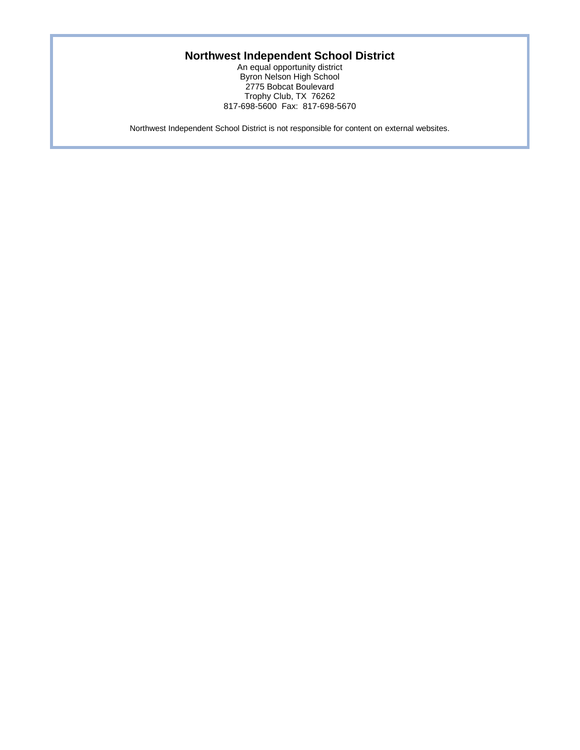**Northwest Independent School District**

An equal opportunity district
Byron Nelson High School
2775 Bobcat Boulevard
Trophy Club, TX 76262
817-698-5600 Fax: 817-698-5670

Northwest Independent School District is not responsible for content on external websites.